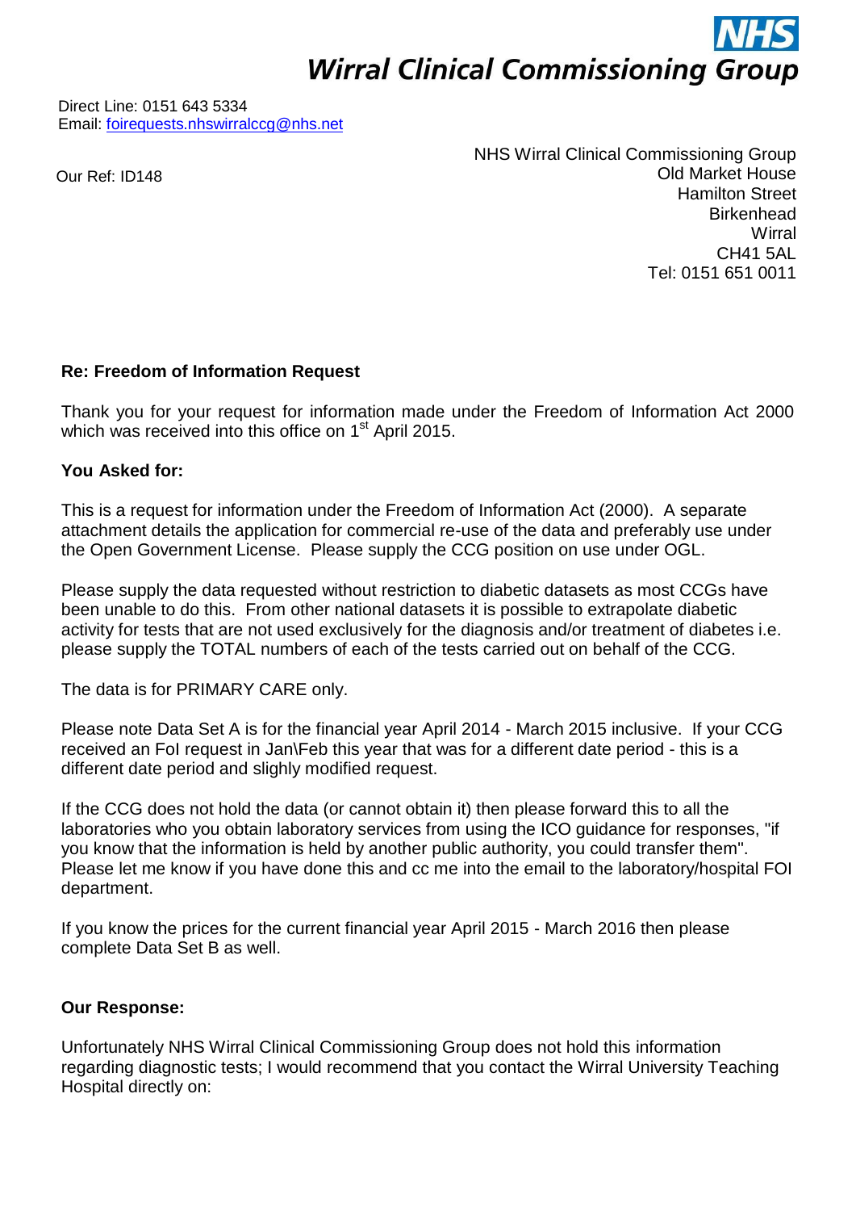**NHS**

**Wirral Clinical Commissioning Group**

Direct Line: 0151 643 5334
Email: foirequests.nhswirralccg@nhs.net

Our Ref: ID148

NHS Wirral Clinical Commissioning Group
Old Market House
Hamilton Street
Birkenhead
Wirral
CH41 5AL
Tel: 0151 651 0011

**Re: Freedom of Information Request**

Thank you for your request for information made under the Freedom of Information Act 2000 which was received into this office on 1st April 2015.

**You Asked for:**

This is a request for information under the Freedom of Information Act (2000). A separate attachment details the application for commercial re-use of the data and preferably use under the Open Government License. Please supply the CCG position on use under OGL.

Please supply the data requested without restriction to diabetic datasets as most CCGs have been unable to do this. From other national datasets it is possible to extrapolate diabetic activity for tests that are not used exclusively for the diagnosis and/or treatment of diabetes i.e. please supply the TOTAL numbers of each of the tests carried out on behalf of the CCG.

The data is for PRIMARY CARE only.

Please note Data Set A is for the financial year April 2014 - March 2015 inclusive. If your CCG received an FoI request in Jan\Feb this year that was for a different date period - this is a different date period and slighly modified request.

If the CCG does not hold the data (or cannot obtain it) then please forward this to all the laboratories who you obtain laboratory services from using the ICO guidance for responses, "if you know that the information is held by another public authority, you could transfer them". Please let me know if you have done this and cc me into the email to the laboratory/hospital FOI department.

If you know the prices for the current financial year April 2015 - March 2016 then please complete Data Set B as well.

**Our Response:**

Unfortunately NHS Wirral Clinical Commissioning Group does not hold this information regarding diagnostic tests; I would recommend that you contact the Wirral University Teaching Hospital directly on: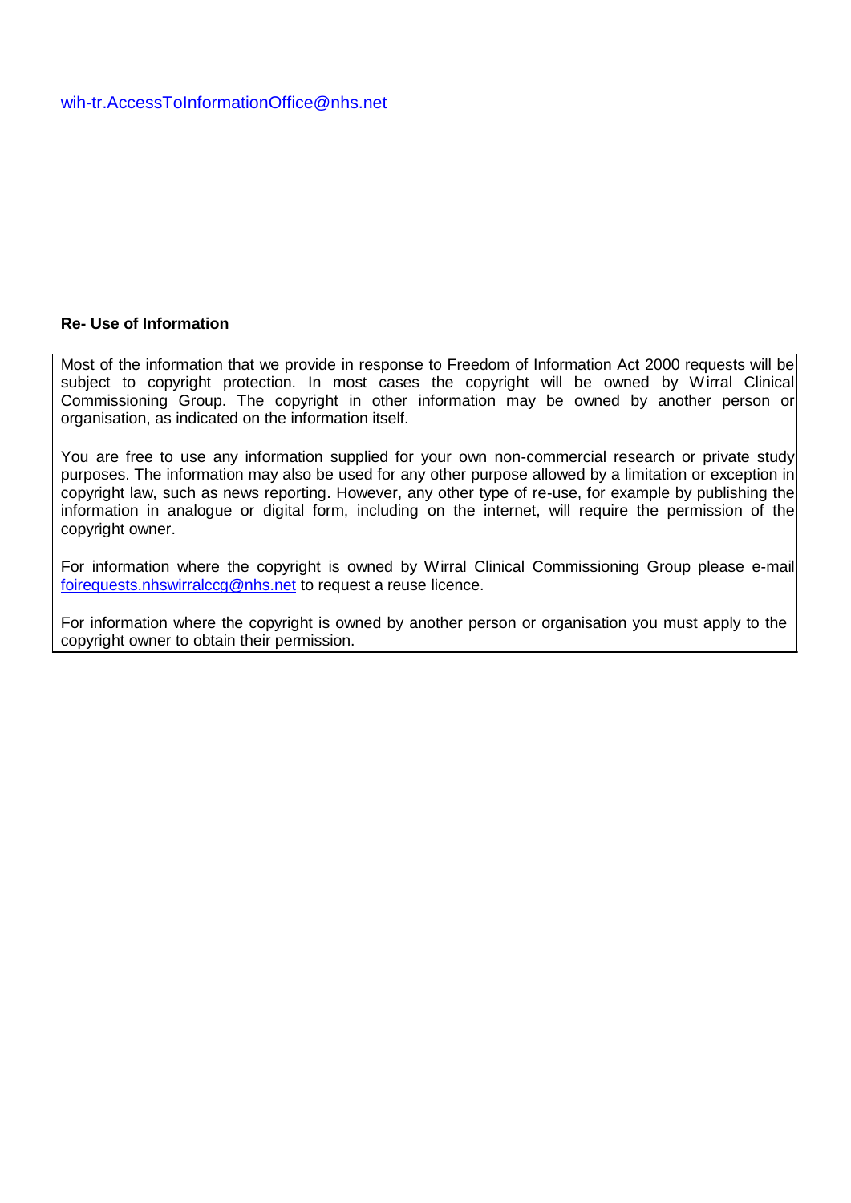wih-tr.AccessToInformationOffice@nhs.net

**Re- Use of Information**

Most of the information that we provide in response to Freedom of Information Act 2000 requests will be subject to copyright protection. In most cases the copyright will be owned by Wirral Clinical Commissioning Group. The copyright in other information may be owned by another person or organisation, as indicated on the information itself.

You are free to use any information supplied for your own non-commercial research or private study purposes. The information may also be used for any other purpose allowed by a limitation or exception in copyright law, such as news reporting. However, any other type of re-use, for example by publishing the information in analogue or digital form, including on the internet, will require the permission of the copyright owner.

For information where the copyright is owned by Wirral Clinical Commissioning Group please e-mail foirequests.nhswirralccg@nhs.net to request a reuse licence.

For information where the copyright is owned by another person or organisation you must apply to the copyright owner to obtain their permission.